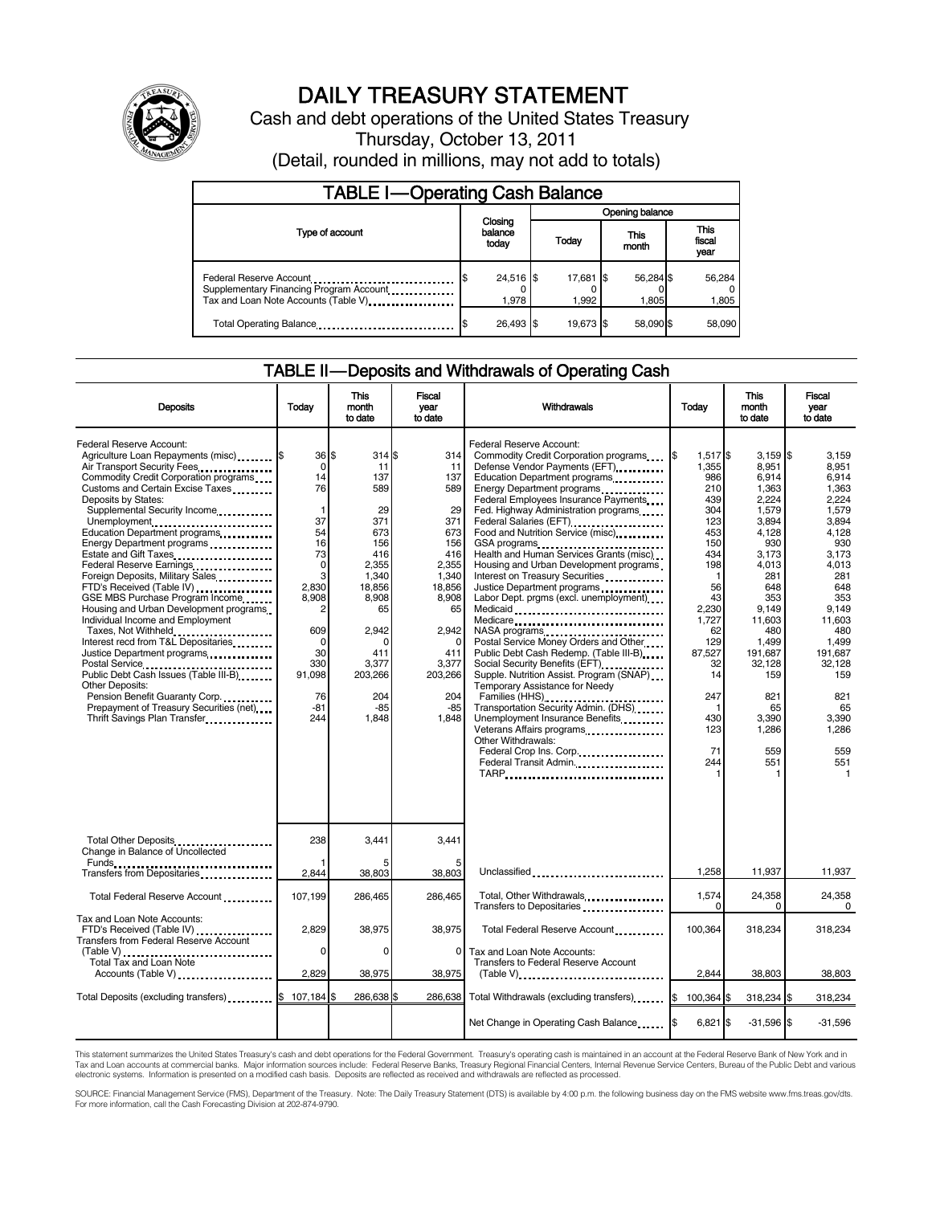# DAILY TREASURY STATEMENT

Cash and debt operations of the United States Treasury

Thursday, October 13, 2011

(Detail, rounded in millions, may not add to totals)

## TABLE I—Operating Cash Balance

| Type of account | Closing balance today | Opening balance Today | Opening balance This month | Opening balance This fiscal year |
|---|---|---|---|---|
| Federal Reserve Account | $ 24,516 | $ 17,681 | $ 56,284 | $ 56,284 |
| Supplementary Financing Program Account | 0 | 0 | 0 | 0 |
| Tax and Loan Note Accounts (Table V) | 1,978 | 1,992 | 1,805 | 1,805 |
| Total Operating Balance | $ 26,493 | $ 19,673 | $ 58,090 | $ 58,090 |

## TABLE II—Deposits and Withdrawals of Operating Cash

| Deposits | Today | This month to date | Fiscal year to date |
|---|---|---|---|
| Federal Reserve Account: | | | |
| Agriculture Loan Repayments (misc) | $ 36 | $ 314 | $ 314 |
| Air Transport Security Fees | 0 | 11 | 11 |
| Commodity Credit Corporation programs | 14 | 137 | 137 |
| Customs and Certain Excise Taxes | 76 | 589 | 589 |
| Deposits by States: | | | |
| Supplemental Security Income | 1 | 29 | 29 |
| Unemployment | 37 | 371 | 371 |
| Education Department programs | 54 | 673 | 673 |
| Energy Department programs | 16 | 156 | 156 |
| Estate and Gift Taxes | 73 | 416 | 416 |
| Federal Reserve Earnings | 0 | 2,355 | 2,355 |
| Foreign Deposits, Military Sales | 3 | 1,340 | 1,340 |
| FTD's Received (Table IV) | 2,830 | 18,856 | 18,856 |
| GSE MBS Purchase Program Income | 8,908 | 8,908 | 8,908 |
| Housing and Urban Development programs | 2 | 65 | 65 |
| Individual Income and Employment Taxes, Not Withheld | 609 | 2,942 | 2,942 |
| Interest recd from T&L Depositaries | 0 | 0 | 0 |
| Justice Department programs | 30 | 411 | 411 |
| Postal Service | 330 | 3,377 | 3,377 |
| Public Debt Cash Issues (Table III-B) | 91,098 | 203,266 | 203,266 |
| Other Deposits: | | | |
| Pension Benefit Guaranty Corp. | 76 | 204 | 204 |
| Prepayment of Treasury Securities (net) | -81 | -85 | -85 |
| Thrift Savings Plan Transfer | 244 | 1,848 | 1,848 |
| Total Other Deposits | 238 | 3,441 | 3,441 |
| Change in Balance of Uncollected Funds | 1 | 5 | 5 |
| Transfers from Depositaries | 2,844 | 38,803 | 38,803 |
| Total Federal Reserve Account | 107,199 | 286,465 | 286,465 |
| Tax and Loan Note Accounts: | | | |
| FTD's Received (Table IV) | 2,829 | 38,975 | 38,975 |
| Transfers from Federal Reserve Account (Table V) | 0 | 0 | 0 |
| Total Tax and Loan Note Accounts (Table V) | 2,829 | 38,975 | 38,975 |
| Total Deposits (excluding transfers) | $ 107,184 | $ 286,638 | $ 286,638 |

| Withdrawals | Today | This month to date | Fiscal year to date |
|---|---|---|---|
| Federal Reserve Account: | | | |
| Commodity Credit Corporation programs | $ 1,517 | $ 3,159 | $ 3,159 |
| Defense Vendor Payments (EFT) | 1,355 | 8,951 | 8,951 |
| Education Department programs | 986 | 6,914 | 6,914 |
| Energy Department programs | 210 | 1,363 | 1,363 |
| Federal Employees Insurance Payments | 439 | 2,224 | 2,224 |
| Fed. Highway Administration programs | 304 | 1,579 | 1,579 |
| Federal Salaries (EFT) | 123 | 3,894 | 3,894 |
| Food and Nutrition Service (misc) | 453 | 4,128 | 4,128 |
| GSA programs | 150 | 930 | 930 |
| Health and Human Services Grants (misc) | 434 | 3,173 | 3,173 |
| Housing and Urban Development programs | 198 | 4,013 | 4,013 |
| Interest on Treasury Securities | 1 | 281 | 281 |
| Justice Department programs | 56 | 648 | 648 |
| Labor Dept. prgms (excl. unemployment) | 43 | 353 | 353 |
| Medicaid | 2,230 | 9,149 | 9,149 |
| Medicare | 1,727 | 11,603 | 11,603 |
| NASA programs | 62 | 480 | 480 |
| Postal Service Money Orders and Other | 129 | 1,499 | 1,499 |
| Public Debt Cash Redemp. (Table III-B) | 87,527 | 191,687 | 191,687 |
| Social Security Benefits (EFT) | 32 | 32,128 | 32,128 |
| Supple. Nutrition Assist. Program (SNAP) | 14 | 159 | 159 |
| Temporary Assistance for Needy Families (HHS) | 247 | 821 | 821 |
| Transportation Security Admin. (DHS) | 1 | 65 | 65 |
| Unemployment Insurance Benefits | 430 | 3,390 | 3,390 |
| Veterans Affairs programs | 123 | 1,286 | 1,286 |
| Other Withdrawals: | | | |
| Federal Crop Ins. Corp. | 71 | 559 | 559 |
| Federal Transit Admin. | 244 | 551 | 551 |
| TARP | 1 | 1 | 1 |
| Unclassified | 1,258 | 11,937 | 11,937 |
| Total, Other Withdrawals | 1,574 | 24,358 | 24,358 |
| Transfers to Depositaries | 0 | 0 | 0 |
| Total Federal Reserve Account | 100,364 | 318,234 | 318,234 |
| Tax and Loan Note Accounts: | | | |
| Transfers to Federal Reserve Account (Table V) | 2,844 | 38,803 | 38,803 |
| Total Withdrawals (excluding transfers) | $ 100,364 | $ 318,234 | $ 318,234 |
| Net Change in Operating Cash Balance | $ 6,821 | $ -31,596 | $ -31,596 |

This statement summarizes the United States Treasury's cash and debt operations for the Federal Government. Treasury's operating cash is maintained in an account at the Federal Reserve Bank of New York and in Tax and Loan accounts at commercial banks. Major information sources include: Federal Reserve Banks, Treasury Regional Financial Centers, Internal Revenue Service Centers, Bureau of the Public Debt and various electronic systems. Information is presented on a modified cash basis. Deposits are reflected as received and withdrawals are reflected as processed.

SOURCE: Financial Management Service (FMS), Department of the Treasury. Note: The Daily Treasury Statement (DTS) is available by 4:00 p.m. the following business day on the FMS website www.fms.treas.gov/dts. For more information, call the Cash Forecasting Division at 202-874-9790.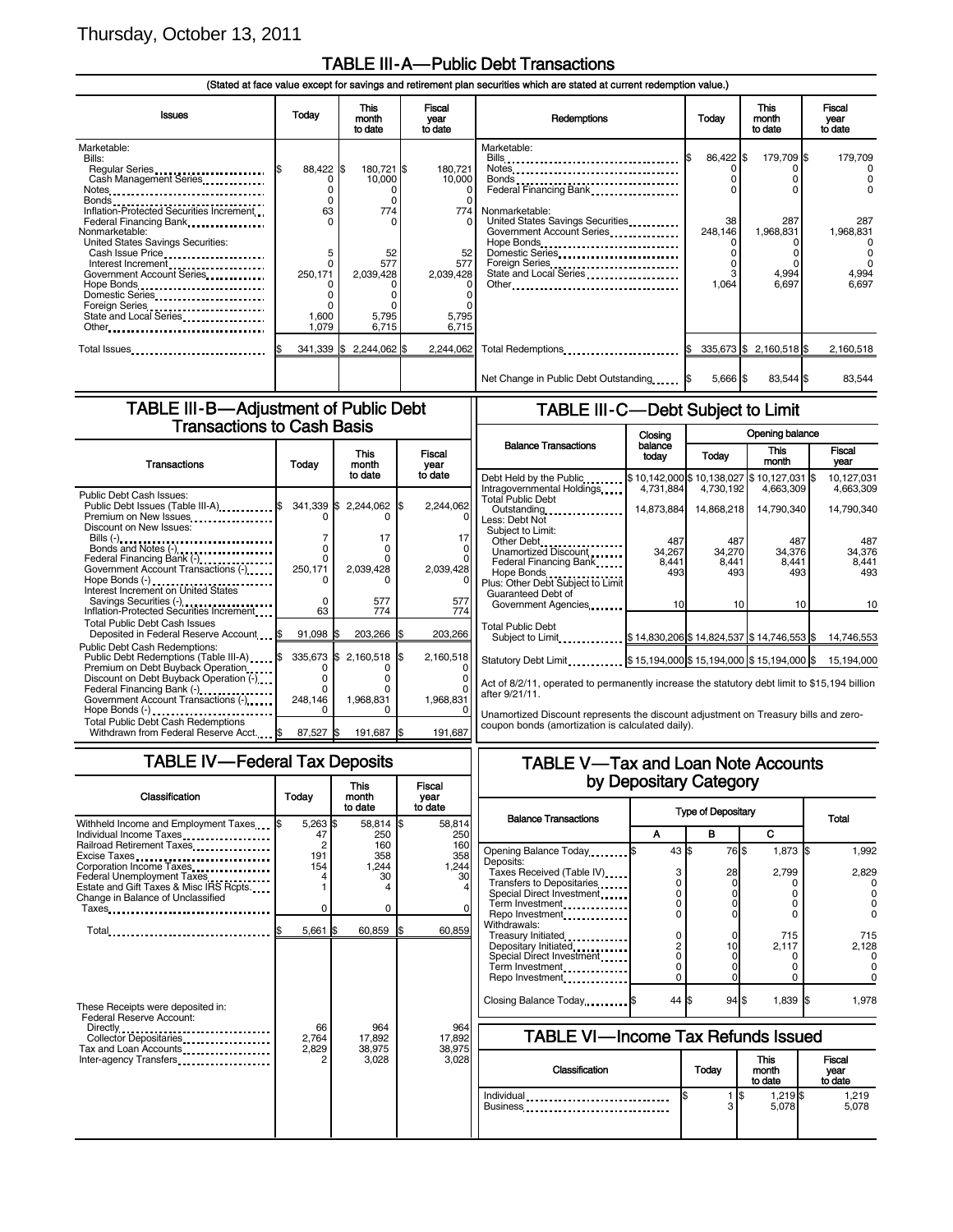Thursday, October 13, 2011

## TABLE III-A—Public Debt Transactions

(Stated at face value except for savings and retirement plan securities which are stated at current redemption value.)

| Issues | Today | This month to date | Fiscal year to date |
|---|---|---|---|
| Marketable: | | | |
| Bills: | | | |
| Regular Series | $ 88,422 | $ 180,721 | $ 180,721 |
| Cash Management Series | 0 | 10,000 | 10,000 |
| Notes | 0 | 0 | 0 |
| Bonds | 0 | 0 | 0 |
| Inflation-Protected Securities Increment | 63 | 774 | 774 |
| Federal Financing Bank | 0 | 0 | 0 |
| Nonmarketable: | | | |
| United States Savings Securities: | | | |
| Cash Issue Price | 5 | 52 | 52 |
| Interest Increment | 0 | 577 | 577 |
| Government Account Series | 250,171 | 2,039,428 | 2,039,428 |
| Hope Bonds | 0 | 0 | 0 |
| Domestic Series | 0 | 0 | 0 |
| Foreign Series | 0 | 0 | 0 |
| State and Local Series | 1,600 | 5,795 | 5,795 |
| Other | 1,079 | 6,715 | 6,715 |
| Total Issues | $ 341,339 | $ 2,244,062 | $ 2,244,062 |

| Redemptions | Today | This month to date | Fiscal year to date |
|---|---|---|---|
| Marketable: | | | |
| Bills | $ 86,422 | $ 179,709 | $ 179,709 |
| Notes | 0 | 0 | 0 |
| Bonds | 0 | 0 | 0 |
| Federal Financing Bank | 0 | 0 | 0 |
| Nonmarketable: | | | |
| United States Savings Securities | 38 | 287 | 287 |
| Government Account Series | 248,146 | 1,968,831 | 1,968,831 |
| Hope Bonds | 0 | 0 | 0 |
| Domestic Series | 0 | 0 | 0 |
| Foreign Series | 0 | 0 | 0 |
| State and Local Series | 3 | 4,994 | 4,994 |
| Other | 1,064 | 6,697 | 6,697 |
| Total Redemptions | $ 335,673 | $ 2,160,518 | $ 2,160,518 |
| Net Change in Public Debt Outstanding | $ 5,666 | $ 83,544 | $ 83,544 |

## TABLE III-B—Adjustment of Public Debt Transactions to Cash Basis

| Transactions | Today | This month to date | Fiscal year to date |
|---|---|---|---|
| Public Debt Cash Issues: | | | |
| Public Debt Issues (Table III-A) | $ 341,339 | $ 2,244,062 | $ 2,244,062 |
| Premium on New Issues | 0 | 0 | 0 |
| Discount on New Issues: | | | |
| Bills (-) | 7 | 17 | 17 |
| Bonds and Notes (-) | 0 | 0 | 0 |
| Federal Financing Bank (-) | 0 | 0 | 0 |
| Government Account Transactions (-) | 250,171 | 2,039,428 | 2,039,428 |
| Hope Bonds (-) | 0 | 0 | 0 |
| Interest Increment on United States Savings Securities (-) | 0 | 577 | 577 |
| Inflation-Protected Securities Increment | 63 | 774 | 774 |
| Total Public Debt Cash Issues Deposited in Federal Reserve Account | $ 91,098 | $ 203,266 | $ 203,266 |
| Public Debt Cash Redemptions: | | | |
| Public Debt Redemptions (Table III-A) | $ 335,673 | $ 2,160,518 | $ 2,160,518 |
| Premium on Debt Buyback Operation | 0 | 0 | 0 |
| Discount on Debt Buyback Operation (-) | 0 | 0 | 0 |
| Federal Financing Bank (-) | 0 | 0 | 0 |
| Government Account Transactions (-) | 248,146 | 1,968,831 | 1,968,831 |
| Hope Bonds (-) | 0 | 0 | 0 |
| Total Public Debt Cash Redemptions Withdrawn from Federal Reserve Acct. | $ 87,527 | $ 191,687 | $ 191,687 |

## TABLE III-C—Debt Subject to Limit

| Balance Transactions | Closing balance today | Opening balance Today | Opening balance This month | Opening balance Fiscal year |
|---|---|---|---|---|
| Debt Held by the Public | $ 10,142,000 | $ 10,138,027 | $ 10,127,031 | $ 10,127,031 |
| Intragovernmental Holdings | 4,731,884 | 4,730,192 | 4,663,309 | 4,663,309 |
| Total Public Debt Outstanding | 14,873,884 | 14,868,218 | 14,790,340 | 14,790,340 |
| Less: Debt Not Subject to Limit: | | | | |
| Other Debt | 487 | 487 | 487 | 487 |
| Unamortized Discount | 34,267 | 34,270 | 34,376 | 34,376 |
| Federal Financing Bank | 8,441 | 8,441 | 8,441 | 8,441 |
| Hope Bonds | 493 | 493 | 493 | 493 |
| Plus: Other Debt Subject to Limit | | | | |
| Guaranteed Debt of Government Agencies | 10 | 10 | 10 | 10 |
| Total Public Debt Subject to Limit | $ 14,830,206 | $ 14,824,537 | $ 14,746,553 | $ 14,746,553 |
| Statutory Debt Limit | $ 15,194,000 | $ 15,194,000 | $ 15,194,000 | $ 15,194,000 |

Act of 8/2/11, operated to permanently increase the statutory debt limit to $15,194 billion after 9/21/11.

Unamortized Discount represents the discount adjustment on Treasury bills and zero-coupon bonds (amortization is calculated daily).

## TABLE IV—Federal Tax Deposits

| Classification | Today | This month to date | Fiscal year to date |
|---|---|---|---|
| Withheld Income and Employment Taxes | $ 5,263 | $ 58,814 | $ 58,814 |
| Individual Income Taxes | 47 | 250 | 250 |
| Railroad Retirement Taxes | 2 | 160 | 160 |
| Excise Taxes | 191 | 358 | 358 |
| Corporation Income Taxes | 154 | 1,244 | 1,244 |
| Federal Unemployment Taxes | 4 | 30 | 30 |
| Estate and Gift Taxes & Misc IRS Rcpts. | 1 | 4 | 4 |
| Change in Balance of Unclassified Taxes | 0 | 0 | 0 |
| Total | $ 5,661 | $ 60,859 | $ 60,859 |
| These Receipts were deposited in: | | | |
| Federal Reserve Account: | | | |
| Directly | 66 | 964 | 964 |
| Collector Depositaries | 2,764 | 17,892 | 17,892 |
| Tax and Loan Accounts | 2,829 | 38,975 | 38,975 |
| Inter-agency Transfers | 2 | 3,028 | 3,028 |

## TABLE V—Tax and Loan Note Accounts by Depositary Category

| Balance Transactions | Type of Depositary A | B | C | Total |
|---|---|---|---|---|
| Opening Balance Today | $ 43 | $ 76 | $ 1,873 | $ 1,992 |
| Deposits: | | | | |
| Taxes Received (Table IV) | 3 | 28 | 2,799 | 2,829 |
| Transfers to Depositaries | 0 | 0 | 0 | 0 |
| Special Direct Investment | 0 | 0 | 0 | 0 |
| Term Investment | 0 | 0 | 0 | 0 |
| Repo Investment | 0 | 0 | 0 | 0 |
| Withdrawals: | | | | |
| Treasury Initiated | 0 | 0 | 715 | 715 |
| Depositary Initiated | 2 | 10 | 2,117 | 2,128 |
| Special Direct Investment | 0 | 0 | 0 | 0 |
| Term Investment | 0 | 0 | 0 | 0 |
| Repo Investment | 0 | 0 | 0 | 0 |
| Closing Balance Today | $ 44 | $ 94 | $ 1,839 | $ 1,978 |

## TABLE VI—Income Tax Refunds Issued

| Classification | Today | This month to date | Fiscal year to date |
|---|---|---|---|
| Individual | $ 1 | $ 1,219 | $ 1,219 |
| Business | 3 | 5,078 | 5,078 |